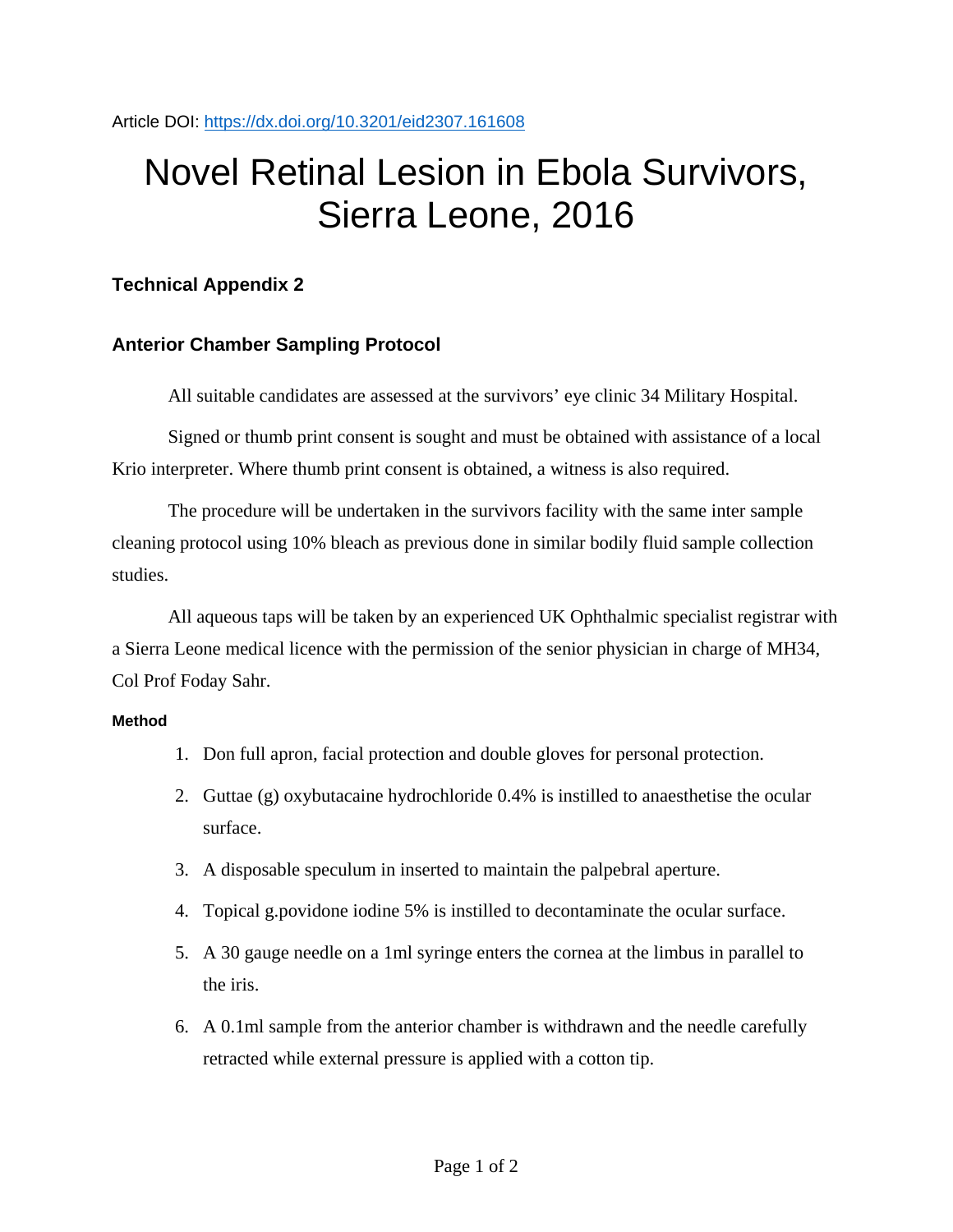Article DOI: https://dx.doi.org/10.3201/eid2307.161608

# Novel Retinal Lesion in Ebola Survivors, Sierra Leone, 2016

## Technical Appendix 2

## Anterior Chamber Sampling Protocol

All suitable candidates are assessed at the survivors' eye clinic 34 Military Hospital.

Signed or thumb print consent is sought and must be obtained with assistance of a local Krio interpreter. Where thumb print consent is obtained, a witness is also required.

The procedure will be undertaken in the survivors facility with the same inter sample cleaning protocol using 10% bleach as previous done in similar bodily fluid sample collection studies.

All aqueous taps will be taken by an experienced UK Ophthalmic specialist registrar with a Sierra Leone medical licence with the permission of the senior physician in charge of MH34, Col Prof Foday Sahr.

### Method

1. Don full apron, facial protection and double gloves for personal protection.
2. Guttae (g) oxybutacaine hydrochloride 0.4% is instilled to anaesthetise the ocular surface.
3. A disposable speculum in inserted to maintain the palpebral aperture.
4. Topical g.povidone iodine 5% is instilled to decontaminate the ocular surface.
5. A 30 gauge needle on a 1ml syringe enters the cornea at the limbus in parallel to the iris.
6. A 0.1ml sample from the anterior chamber is withdrawn and the needle carefully retracted while external pressure is applied with a cotton tip.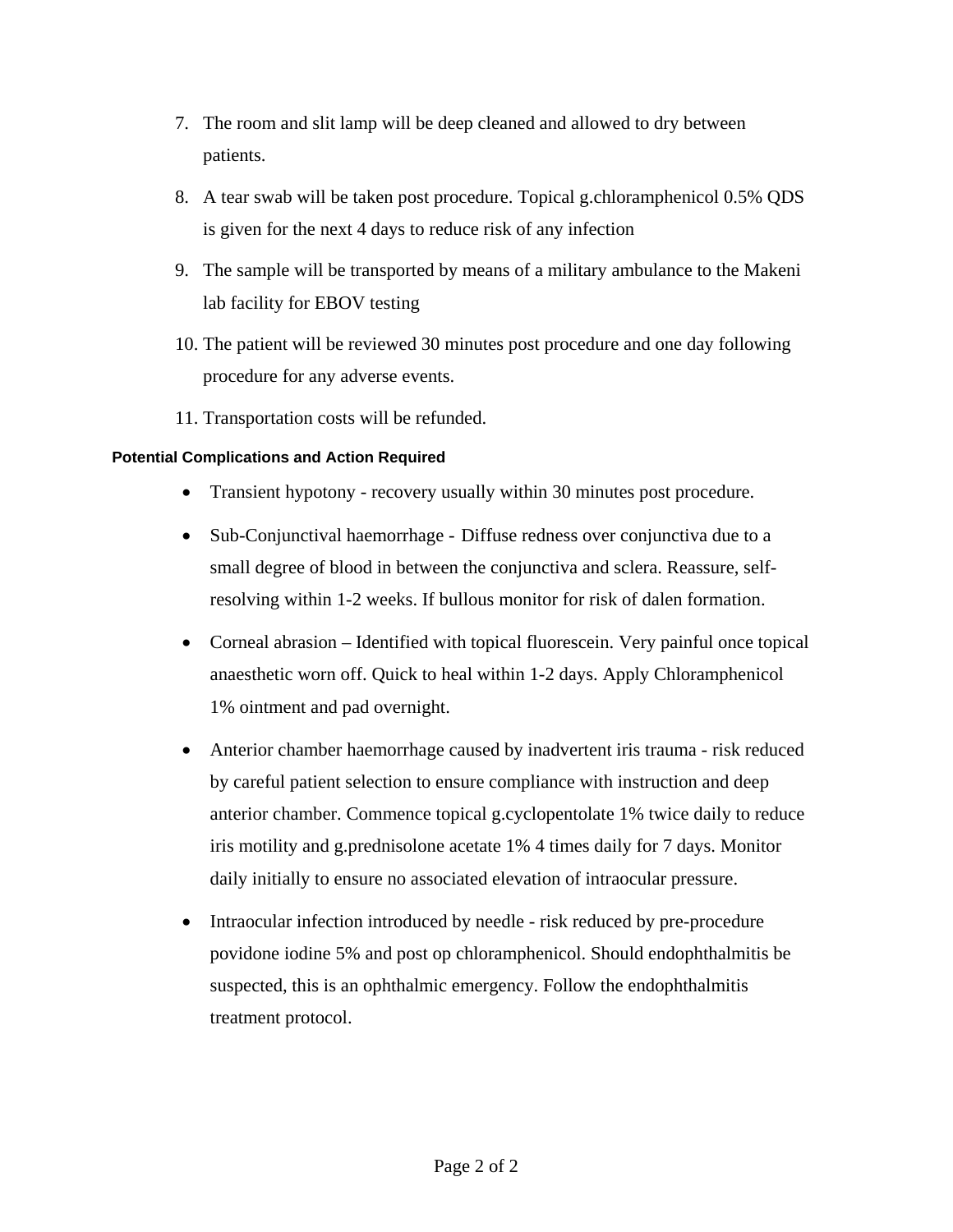7. The room and slit lamp will be deep cleaned and allowed to dry between patients.
8. A tear swab will be taken post procedure. Topical g.chloramphenicol 0.5% QDS is given for the next 4 days to reduce risk of any infection
9. The sample will be transported by means of a military ambulance to the Makeni lab facility for EBOV testing
10. The patient will be reviewed 30 minutes post procedure and one day following procedure for any adverse events.
11. Transportation costs will be refunded.

#### Potential Complications and Action Required

- Transient hypotony - recovery usually within 30 minutes post procedure.
- Sub-Conjunctival haemorrhage - Diffuse redness over conjunctiva due to a small degree of blood in between the conjunctiva and sclera. Reassure, self-resolving within 1-2 weeks. If bullous monitor for risk of dalen formation.
- Corneal abrasion – Identified with topical fluorescein. Very painful once topical anaesthetic worn off. Quick to heal within 1-2 days. Apply Chloramphenicol 1% ointment and pad overnight.
- Anterior chamber haemorrhage caused by inadvertent iris trauma - risk reduced by careful patient selection to ensure compliance with instruction and deep anterior chamber. Commence topical g.cyclopentolate 1% twice daily to reduce iris motility and g.prednisolone acetate 1% 4 times daily for 7 days. Monitor daily initially to ensure no associated elevation of intraocular pressure.
- Intraocular infection introduced by needle - risk reduced by pre-procedure povidone iodine 5% and post op chloramphenicol. Should endophthalmitis be suspected, this is an ophthalmic emergency. Follow the endophthalmitis treatment protocol.